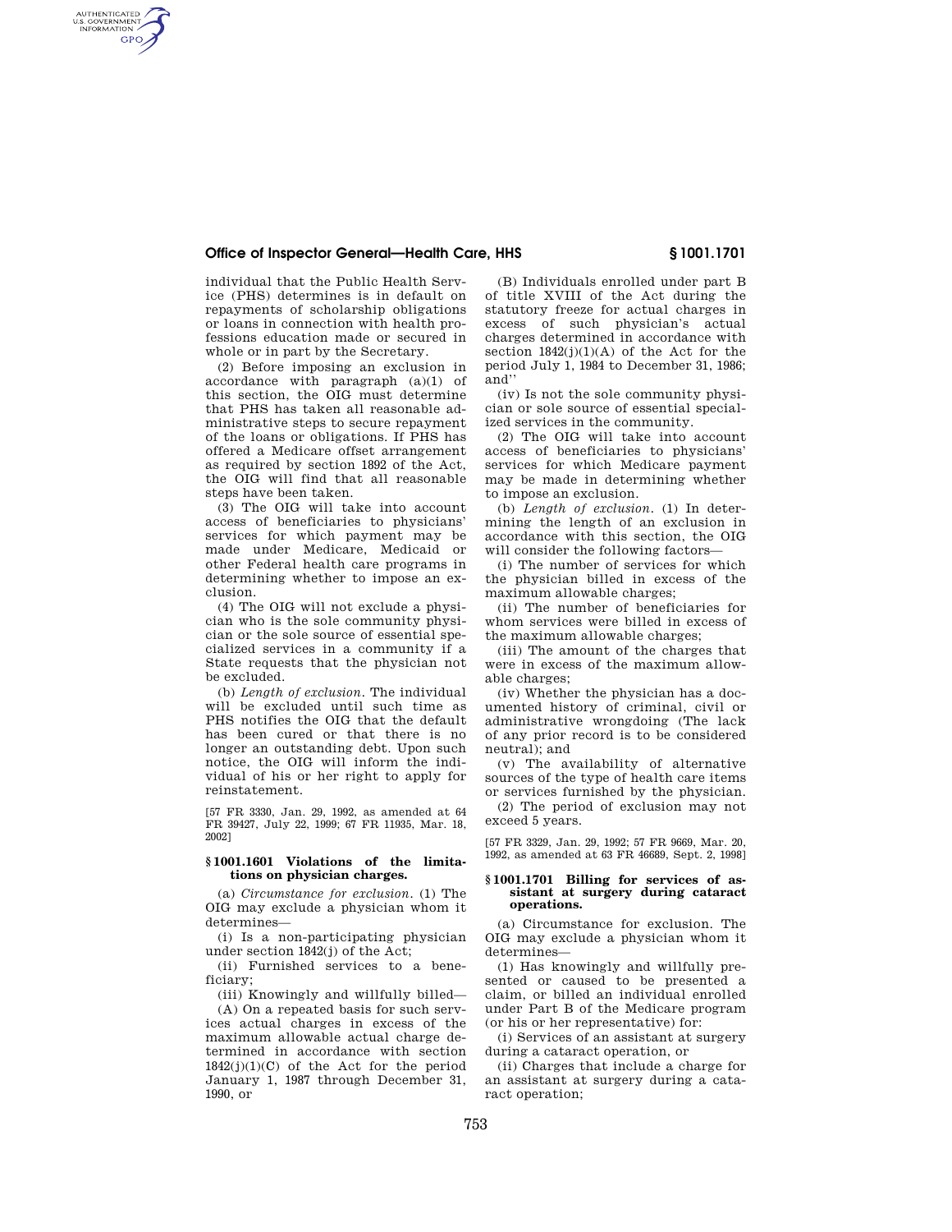individual that the Public Health Service (PHS) determines is in default on repayments of scholarship obligations or loans in connection with health professions education made or secured in whole or in part by the Secretary.

(2) Before imposing an exclusion in accordance with paragraph (a)(1) of this section, the OIG must determine that PHS has taken all reasonable administrative steps to secure repayment of the loans or obligations. If PHS has offered a Medicare offset arrangement as required by section 1892 of the Act, the OIG will find that all reasonable steps have been taken.

(3) The OIG will take into account access of beneficiaries to physicians' services for which payment may be made under Medicare, Medicaid or other Federal health care programs in determining whether to impose an exclusion.

(4) The OIG will not exclude a physician who is the sole community physician or the sole source of essential specialized services in a community if a State requests that the physician not be excluded.

(b) *Length of exclusion.* The individual will be excluded until such time as PHS notifies the OIG that the default has been cured or that there is no longer an outstanding debt. Upon such notice, the OIG will inform the individual of his or her right to apply for reinstatement.

[57 FR 3330, Jan. 29, 1992, as amended at 64 FR 39427, July 22, 1999; 67 FR 11935, Mar. 18, 2002]

## § 1001.1601 Violations of the limitations on physician charges.

(a) *Circumstance for exclusion.* (1) The OIG may exclude a physician whom it determines—

(i) Is a non-participating physician under section 1842(j) of the Act;

(ii) Furnished services to a beneficiary;

(iii) Knowingly and willfully billed—

(A) On a repeated basis for such services actual charges in excess of the maximum allowable actual charge determined in accordance with section 1842(j)(1)(C) of the Act for the period January 1, 1987 through December 31, 1990, or

(B) Individuals enrolled under part B of title XVIII of the Act during the statutory freeze for actual charges in excess of such physician's actual charges determined in accordance with section 1842(j)(1)(A) of the Act for the period July 1, 1984 to December 31, 1986; and''

(iv) Is not the sole community physician or sole source of essential specialized services in the community.

(2) The OIG will take into account access of beneficiaries to physicians' services for which Medicare payment may be made in determining whether to impose an exclusion.

(b) *Length of exclusion.* (1) In determining the length of an exclusion in accordance with this section, the OIG will consider the following factors—

(i) The number of services for which the physician billed in excess of the maximum allowable charges;

(ii) The number of beneficiaries for whom services were billed in excess of the maximum allowable charges;

(iii) The amount of the charges that were in excess of the maximum allowable charges;

(iv) Whether the physician has a documented history of criminal, civil or administrative wrongdoing (The lack of any prior record is to be considered neutral); and

(v) The availability of alternative sources of the type of health care items or services furnished by the physician.

(2) The period of exclusion may not exceed 5 years.

[57 FR 3329, Jan. 29, 1992; 57 FR 9669, Mar. 20, 1992, as amended at 63 FR 46689, Sept. 2, 1998]

## § 1001.1701 Billing for services of assistant at surgery during cataract operations.

(a) Circumstance for exclusion. The OIG may exclude a physician whom it determines—

(1) Has knowingly and willfully presented or caused to be presented a claim, or billed an individual enrolled under Part B of the Medicare program (or his or her representative) for:

(i) Services of an assistant at surgery during a cataract operation, or

(ii) Charges that include a charge for an assistant at surgery during a cataract operation;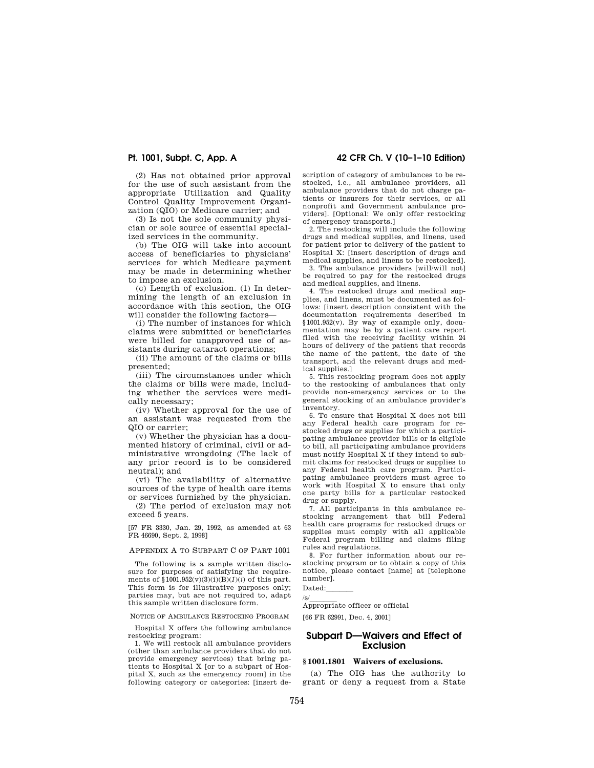(2) Has not obtained prior approval for the use of such assistant from the appropriate Utilization and Quality Control Quality Improvement Organization (QIO) or Medicare carrier; and

(3) Is not the sole community physician or sole source of essential specialized services in the community.

(b) The OIG will take into account access of beneficiaries to physicians' services for which Medicare payment may be made in determining whether to impose an exclusion.

(c) *Length of exclusion.* (1) In determining the length of an exclusion in accordance with this section, the OIG will consider the following factors—

(i) The number of instances for which claims were submitted or beneficiaries were billed for unapproved use of assistants during cataract operations;

(ii) The amount of the claims or bills presented;

(iii) The circumstances under which the claims or bills were made, including whether the services were medically necessary;

(iv) Whether approval for the use of an assistant was requested from the QIO or carrier;

(v) Whether the physician has a documented history of criminal, civil or administrative wrongdoing (The lack of any prior record is to be considered neutral); and

(vi) The availability of alternative sources of the type of health care items or services furnished by the physician.

(2) The period of exclusion may not exceed 5 years.

[57 FR 3330, Jan. 29, 1992, as amended at 63 FR 46690, Sept. 2, 1998]

APPENDIX A TO SUBPART C OF PART 1001

The following is a sample written disclosure for purposes of satisfying the requirements of §1001.952(v)(3)(i)(B)(*1*)(*i*) of this part. This form is for illustrative purposes only; parties may, but are not required to, adapt this sample written disclosure form.

NOTICE OF AMBULANCE RESTOCKING PROGRAM

Hospital X offers the following ambulance restocking program:

1. We will restock all ambulance providers (other than ambulance providers that do not provide emergency services) that bring patients to Hospital X [or to a subpart of Hospital X, such as the emergency room] in the following category or categories: [insert description of category of ambulances to be restocked, i.e., all ambulance providers, all ambulance providers that do not charge patients or insurers for their services, or all nonprofit and Government ambulance providers]. [Optional: We only offer restocking of emergency transports.]

2. The restocking will include the following drugs and medical supplies, and linens, used for patient prior to delivery of the patient to Hospital X: [insert description of drugs and medical supplies, and linens to be restocked].

3. The ambulance providers [will/will not] be required to pay for the restocked drugs and medical supplies, and linens.

4. The restocked drugs and medical supplies, and linens, must be documented as follows: [insert description consistent with the documentation requirements described in §1001.952(v). By way of example only, documentation may be by a patient care report filed with the receiving facility within 24 hours of delivery of the patient that records the name of the patient, the date of the transport, and the relevant drugs and medical supplies.]

5. This restocking program does not apply to the restocking of ambulances that only provide non-emergency services or to the general stocking of an ambulance provider's inventory.

6. To ensure that Hospital X does not bill any Federal health care program for restocked drugs or supplies for which a participating ambulance provider bills or is eligible to bill, all participating ambulance providers must notify Hospital X if they intend to submit claims for restocked drugs or supplies to any Federal health care program. Participating ambulance providers must agree to work with Hospital X to ensure that only one party bills for a particular restocked drug or supply.

7. All participants in this ambulance restocking arrangement that bill Federal health care programs for restocked drugs or supplies must comply with all applicable Federal program billing and claims filing rules and regulations.

8. For further information about our restocking program or to obtain a copy of this notice, please contact [name] at [telephone number].

Dated:_______

/s/_______

Appropriate officer or official

[66 FR 62991, Dec. 4, 2001]

## Subpart D—Waivers and Effect of Exclusion

### § 1001.1801 Waivers of exclusions.

(a) The OIG has the authority to grant or deny a request from a State